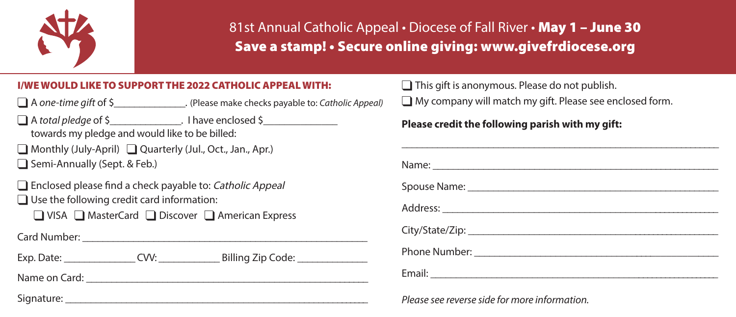81st Annual Catholic Appeal • Diocese of Fall River • **May 1 – June 30**

**Save a stamp! • Secure online giving: www.givefrdiocese.org**

## I/WE WOULD LIKE TO SUPPORT THE 2022 CATHOLIC APPEAL WITH:

- ❑ A *one-time gift* of $______________. (Please make checks payable to: *Catholic Appeal*)
- ❑ A *total pledge* of $______________. I have enclosed $______________ towards my pledge and would like to be billed:
- ❑ Monthly (July-April) ❑ Quarterly (Jul., Oct., Jan., Apr.)
- ❑ Semi-Annually (Sept. & Feb.)

- ❑ Enclosed please find a check payable to: *Catholic Appeal*
- ❑ Use the following credit card information:
  - ❑ VISA ❑ MasterCard ❑ Discover ❑ American Express

Card Number: ____________________________________________

Exp. Date: ______________ CVV: ____________ Billing Zip Code: ______________

Name on Card: ____________________________________________

Signature: ____________________________________________

- ❑ This gift is anonymous. Please do not publish.
- ❑ My company will match my gift. Please see enclosed form.

**Please credit the following parish with my gift:**

____________________________________________

Name: ____________________________________________

Spouse Name: ____________________________________________

Address: ____________________________________________

City/State/Zip: ____________________________________________

Phone Number: ____________________________________________

Email: ____________________________________________

*Please see reverse side for more information.*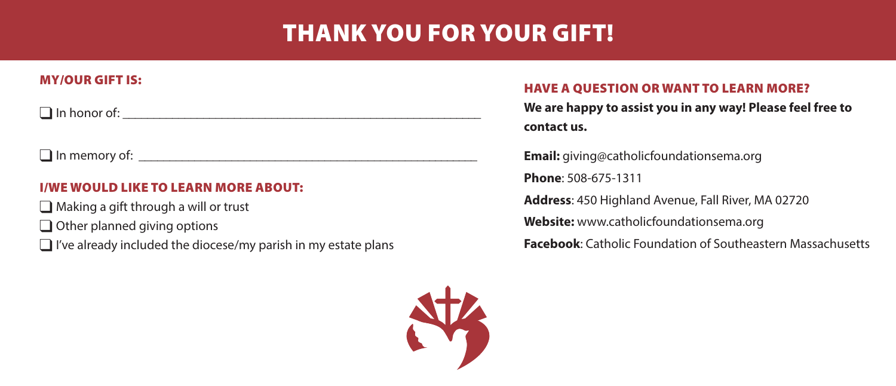# THANK YOU FOR YOUR GIFT!

### MY/OUR GIFT IS:

- ❑ In honor of: ____________________________________________

- ❑ In memory of: __________________________________________

### I/WE WOULD LIKE TO LEARN MORE ABOUT:

- ❑ Making a gift through a will or trust
- ❑ Other planned giving options
- ❑ I've already included the diocese/my parish in my estate plans

### HAVE A QUESTION OR WANT TO LEARN MORE?

**We are happy to assist you in any way! Please feel free to contact us.**

**Email:** giving@catholicfoundationsema.org

**Phone**: 508-675-1311

**Address**: 450 Highland Avenue, Fall River, MA 02720

**Website:** www.catholicfoundationsema.org

**Facebook**: Catholic Foundation of Southeastern Massachusetts